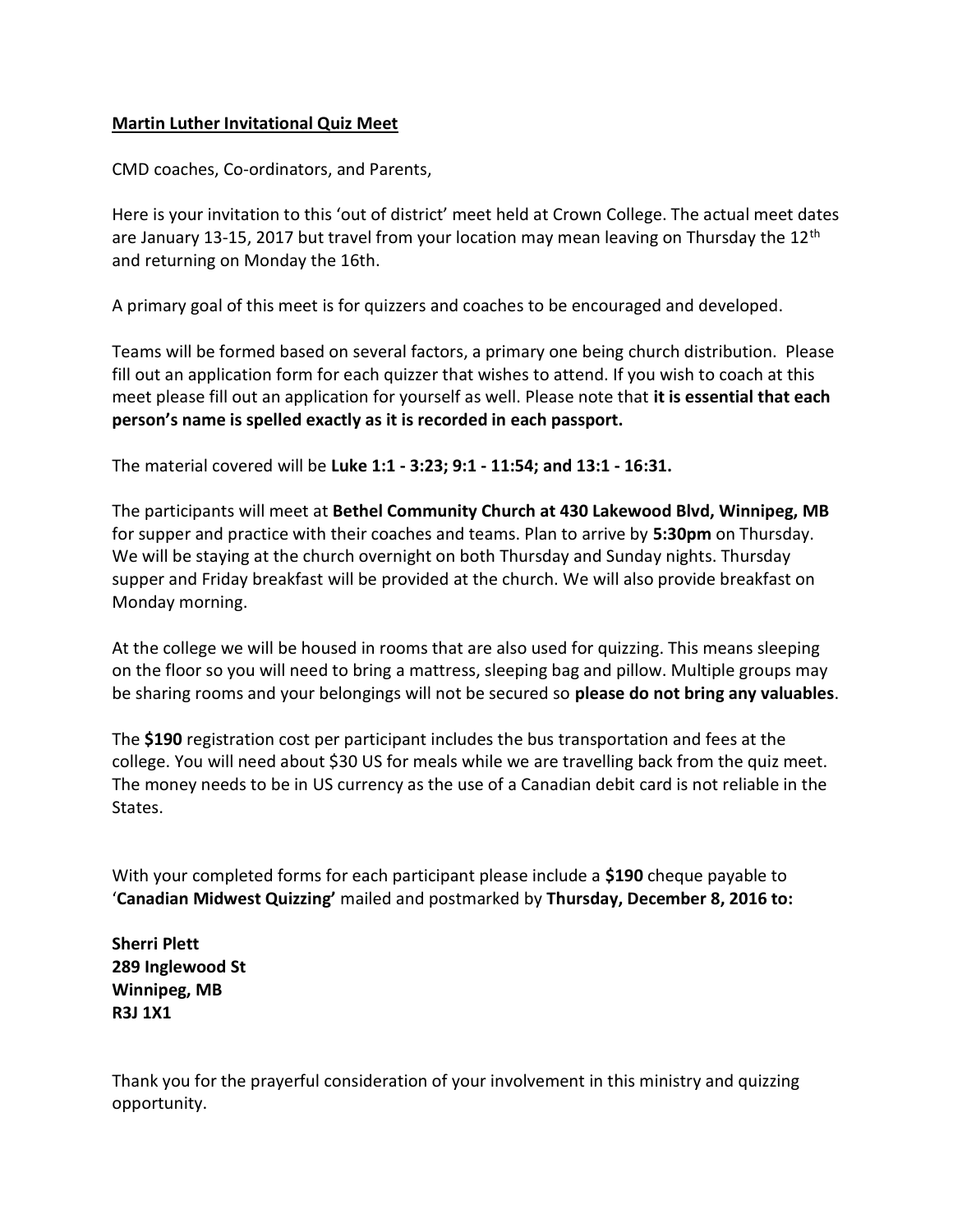**Martin Luther Invitational Quiz Meet**

CMD coaches, Co-ordinators, and Parents,

Here is your invitation to this 'out of district' meet held at Crown College. The actual meet dates are January 13-15, 2017 but travel from your location may mean leaving on Thursday the 12th and returning on Monday the 16th.

A primary goal of this meet is for quizzers and coaches to be encouraged and developed.

Teams will be formed based on several factors, a primary one being church distribution. Please fill out an application form for each quizzer that wishes to attend. If you wish to coach at this meet please fill out an application for yourself as well. Please note that **it is essential that each person's name is spelled exactly as it is recorded in each passport.**

The material covered will be **Luke 1:1 - 3:23; 9:1 - 11:54; and 13:1 - 16:31.**

The participants will meet at **Bethel Community Church at 430 Lakewood Blvd, Winnipeg, MB** for supper and practice with their coaches and teams. Plan to arrive by **5:30pm** on Thursday. We will be staying at the church overnight on both Thursday and Sunday nights. Thursday supper and Friday breakfast will be provided at the church. We will also provide breakfast on Monday morning.

At the college we will be housed in rooms that are also used for quizzing. This means sleeping on the floor so you will need to bring a mattress, sleeping bag and pillow. Multiple groups may be sharing rooms and your belongings will not be secured so **please do not bring any valuables**.

The **$190** registration cost per participant includes the bus transportation and fees at the college. You will need about $30 US for meals while we are travelling back from the quiz meet. The money needs to be in US currency as the use of a Canadian debit card is not reliable in the States.

With your completed forms for each participant please include a **$190** cheque payable to '**Canadian Midwest Quizzing'** mailed and postmarked by **Thursday, December 8, 2016 to:**

**Sherri Plett**
**289 Inglewood St**
**Winnipeg, MB**
**R3J 1X1**

Thank you for the prayerful consideration of your involvement in this ministry and quizzing opportunity.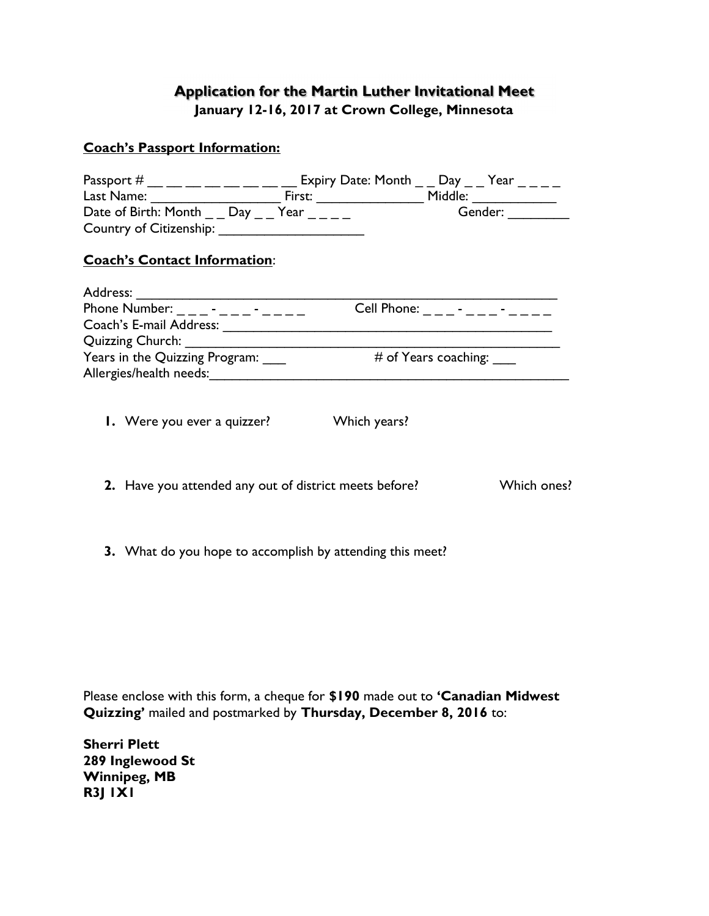# Application for the Martin Luther Invitational Meet

**January 12-16, 2017 at Crown College, Minnesota**

**Coach's Passport Information:**

Passport # __ __ __ __ __ __ __ __ Expiry Date: Month _ _ Day _ _ Year _ _ _ _
Last Name: _________________ First: ______________ Middle: ___________
Date of Birth: Month _ _ Day _ _ Year _ _ _ _ Gender: ________
Country of Citizenship: ___________________

**Coach's Contact Information**:

Address: ________________________________________________________
Phone Number: _ _ _ - _ _ _ - _ _ _ _ Cell Phone: _ _ _ - _ _ _ - _ _ _ _
Coach's E-mail Address: _______________________________________
Quizzing Church: ______________________________________________
Years in the Quizzing Program: ___ # of Years coaching: ___
Allergies/health needs:__________________________________________

1. Were you ever a quizzer? Which years?

2. Have you attended any out of district meets before? Which ones?

3. What do you hope to accomplish by attending this meet?

Please enclose with this form, a cheque for **$190** made out to **'Canadian Midwest Quizzing'** mailed and postmarked by **Thursday, December 8, 2016** to:

**Sherri Plett**
**289 Inglewood St**
**Winnipeg, MB**
**R3J 1X1**